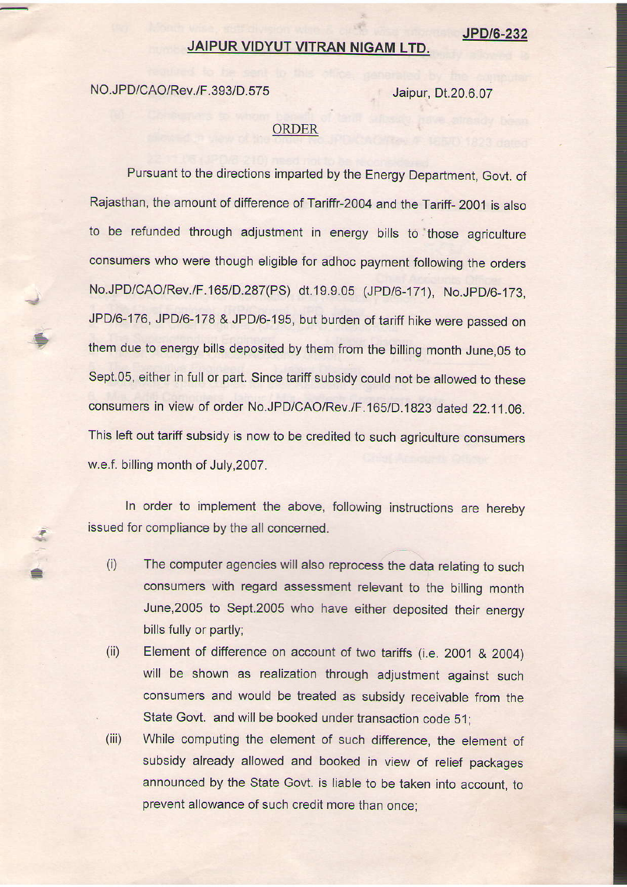JPD/6-232

# JAIPUR VIDYUT VITRAN NIGAM LTD.

NO.JPD/CAO/Rev./F.393/D.575 Jaipur, Dt.20.6.07

## ORDER

Pursuant to the directions imparted by the Energy Department, Govt. of Rajasthan, the amount of difference of Tariffr-2004 and the Tariff- 2001 is also to be refunded through adjustment in energy bills to those agriculture consumers who were though eligible for adhoc payment following the orders No.JPD/CAO/Rev./F.165/D.287(PS) dt.19.9.05 (JPD/6-171), No.JPD/6-173, JPD/6-176, JPD/6-178 & JPD/6-195, but burden of tariff hike were passed on them due to energy bills deposited by them from the billing month June,05 to Sept.05, either in full or part. Since tariff subsidy could not be allowed to these consumers in view of order No.JPD/CAO/Rev./F.165/D.1823 dated 22.11.06. This left out tariff subsidy is now to be credited to such agriculture consumers w.e.f. billing month of July,2007.

In order to implement the above, following instructions are hereby issued for compliance by the all concerned.

(i) The computer agencies will also reprocess the data relating to such consumers with regard assessment relevant to the billing month June,2005 to Sept.2005 who have either deposited their energy bills fully or partly;

(ii) Element of difference on account of two tariffs (i.e. 2001 & 2004) will be shown as realization through adjustment against such consumers and would be treated as subsidy receivable from the State Govt. and will be booked under transaction code 51;

(iii) While computing the element of such difference, the element of subsidy already allowed and booked in view of relief packages announced by the State Govt. is liable to be taken into account, to prevent allowance of such credit more than once;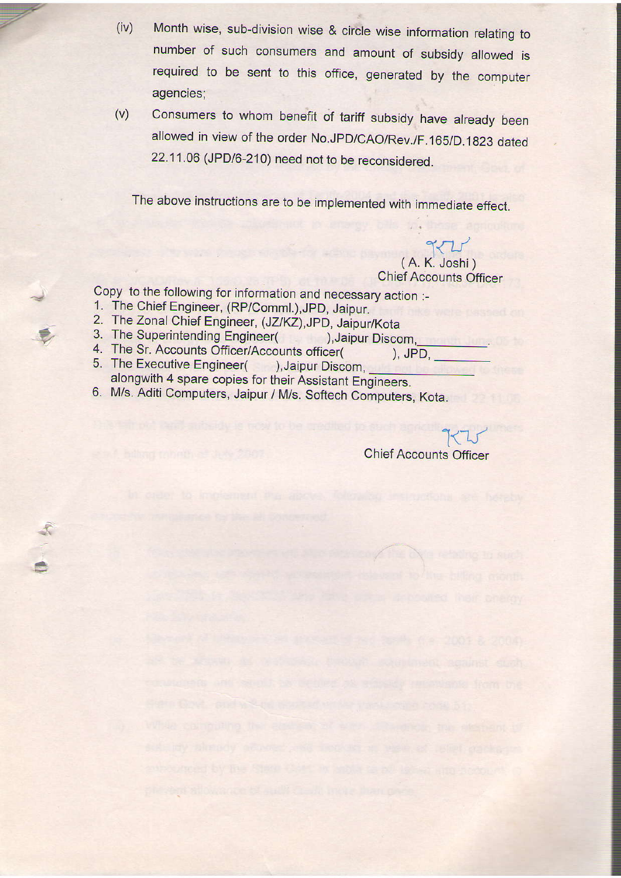(iv) Month wise, sub-division wise & circle wise information relating to number of such consumers and amount of subsidy allowed is required to be sent to this office, generated by the computer agencies;

(v) Consumers to whom benefit of tariff subsidy have already been allowed in view of the order No.JPD/CAO/Rev./F.165/D.1823 dated 22.11.06 (JPD/6-210) need not to be reconsidered.

The above instructions are to be implemented with immediate effect.

( A. K. Joshi )
Chief Accounts Officer

Copy to the following for information and necessary action :-

1. The Chief Engineer, (RP/Comml.),JPD, Jaipur.
2. The Zonal Chief Engineer, (JZ/KZ),JPD, Jaipur/Kota
3. The Superintending Engineer( ),Jaipur Discom, ________.
4. The Sr. Accounts Officer/Accounts officer( ), JPD, ________
5. The Executive Engineer( ),Jaipur Discom, ________________ alongwith 4 spare copies for their Assistant Engineers.
6. M/s. Aditi Computers, Jaipur / M/s. Softech Computers, Kota.

Chief Accounts Officer